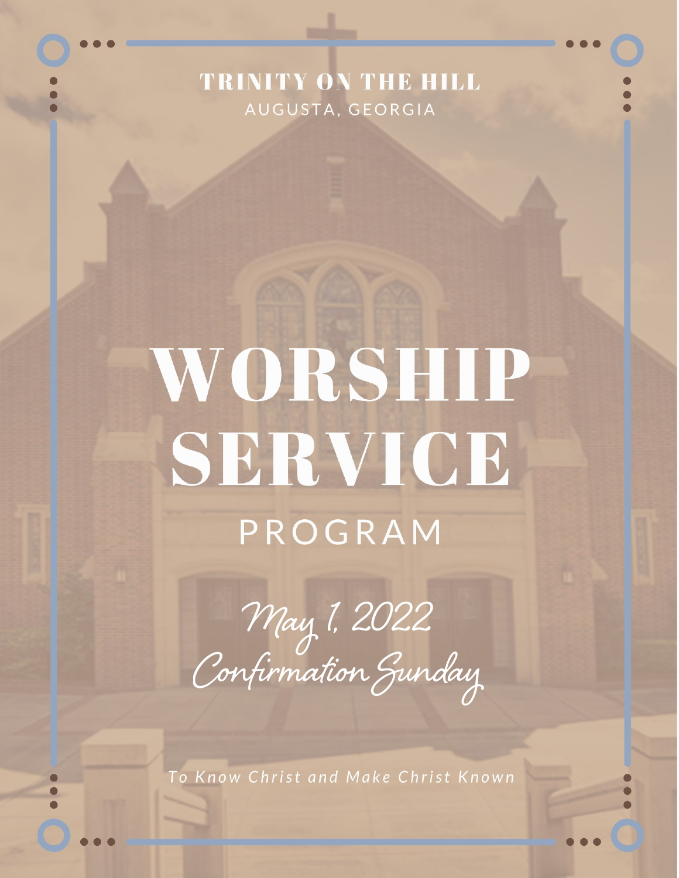TRINITY ON THE HILL

AUGUSTA, GEORGIA

# WORSHIP SERVICE

## PROGRAM

*May 1, 2022*

*Confirmation Sunday*

*To Know Christ and Make Christ Known*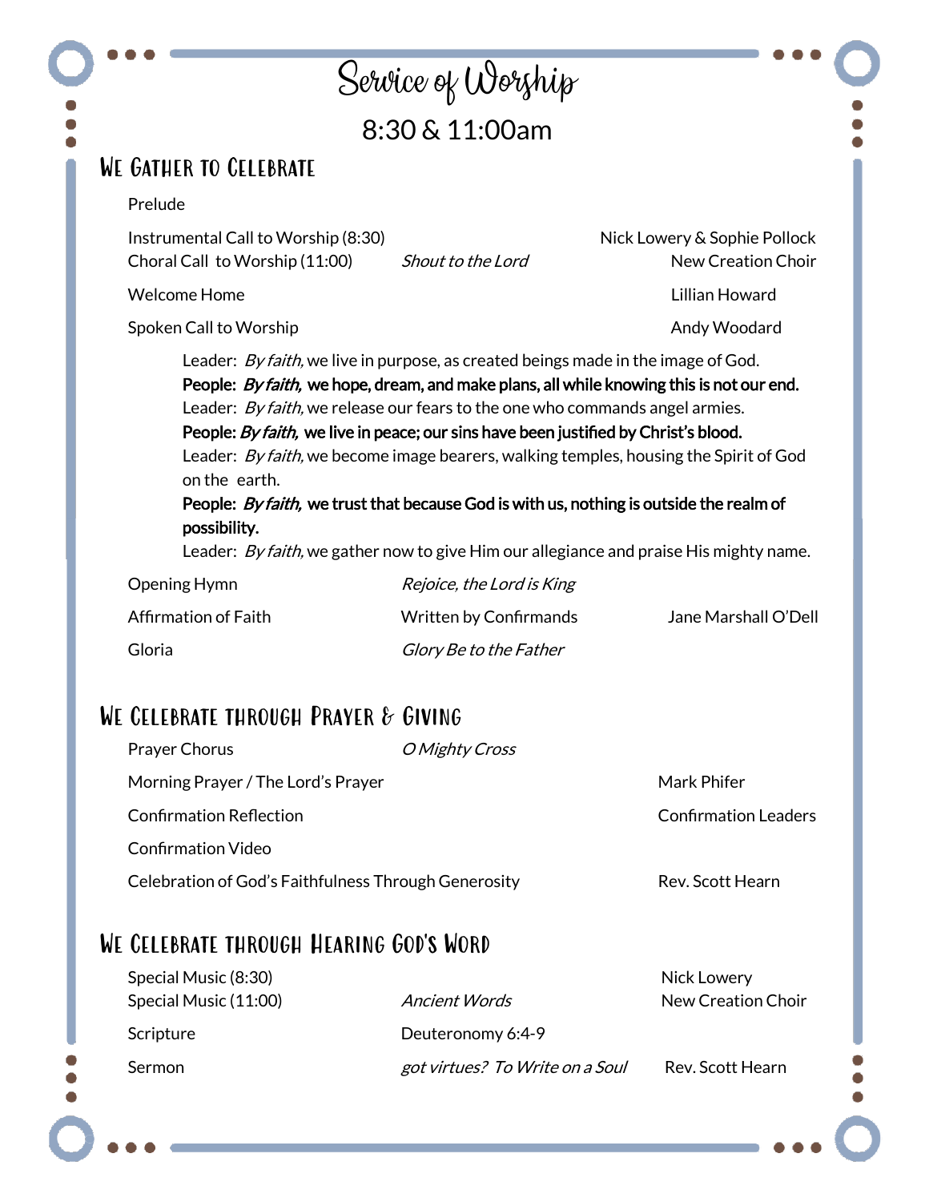# Service of Worship

8:30 & 11:00am

## We Gather to Celebrate

Prelude

Instrumental Call to Worship (8:30) — Nick Lowery & Sophie Pollock
Choral Call to Worship (11:00) — *Shout to the Lord* — New Creation Choir

Welcome Home — Lillian Howard

Spoken Call to Worship — Andy Woodard

> Leader: *By faith,* we live in purpose, as created beings made in the image of God.
> **People: *By faith,* we hope, dream, and make plans, all while knowing this is not our end.**
> Leader: *By faith,* we release our fears to the one who commands angel armies.
> **People: *By faith,* we live in peace; our sins have been justified by Christ's blood.**
> Leader: *By faith,* we become image bearers, walking temples, housing the Spirit of God on the earth.
> **People: *By faith,* we trust that because God is with us, nothing is outside the realm of possibility.**
> Leader: *By faith,* we gather now to give Him our allegiance and praise His mighty name.

Opening Hymn — *Rejoice, the Lord is King*

Affirmation of Faith — Written by Confirmands — Jane Marshall O'Dell

Gloria — *Glory Be to the Father*

## We Celebrate through Prayer & Giving

Prayer Chorus — *O Mighty Cross*

Morning Prayer / The Lord's Prayer — Mark Phifer

Confirmation Reflection — Confirmation Leaders

Confirmation Video

Celebration of God's Faithfulness Through Generosity — Rev. Scott Hearn

## We Celebrate through Hearing God's Word

Special Music (8:30) — Nick Lowery
Special Music (11:00) — *Ancient Words* — New Creation Choir

Scripture — Deuteronomy 6:4-9

Sermon — *got virtues? To Write on a Soul* — Rev. Scott Hearn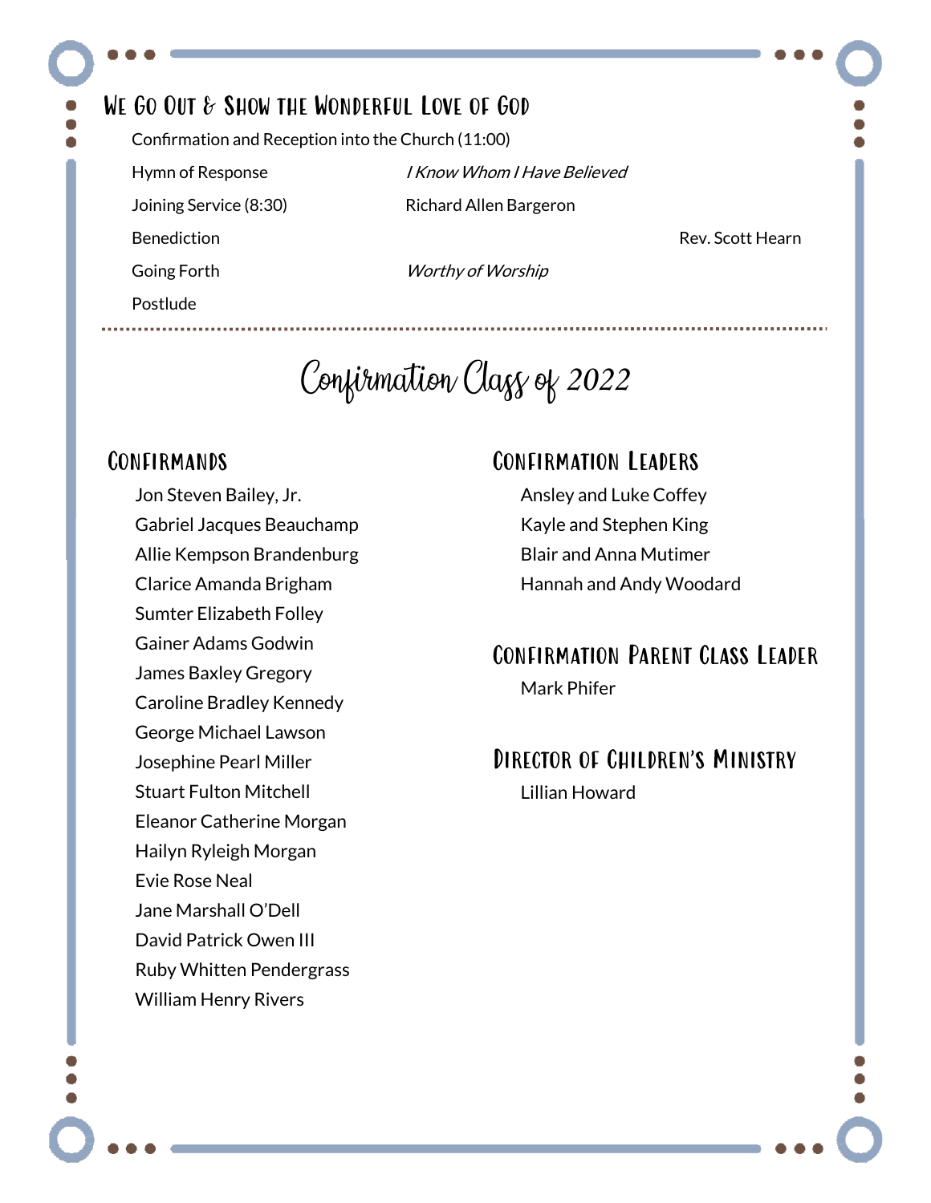## We Go Out & Show the Wonderful Love of God

Confirmation and Reception into the Church (11:00)

| | | |
|---|---|---|
| Hymn of Response | *I Know Whom I Have Believed* | |
| Joining Service (8:30) | Richard Allen Bargeron | |
| Benediction | | Rev. Scott Hearn |
| Going Forth | *Worthy of Worship* | |
| Postlude | | |

---

# Confirmation Class of 2022

### Confirmands

Jon Steven Bailey, Jr.
Gabriel Jacques Beauchamp
Allie Kempson Brandenburg
Clarice Amanda Brigham
Sumter Elizabeth Folley
Gainer Adams Godwin
James Baxley Gregory
Caroline Bradley Kennedy
George Michael Lawson
Josephine Pearl Miller
Stuart Fulton Mitchell
Eleanor Catherine Morgan
Hailyn Ryleigh Morgan
Evie Rose Neal
Jane Marshall O'Dell
David Patrick Owen III
Ruby Whitten Pendergrass
William Henry Rivers

### Confirmation Leaders

Ansley and Luke Coffey
Kayle and Stephen King
Blair and Anna Mutimer
Hannah and Andy Woodard

### Confirmation Parent Class Leader

Mark Phifer

### Director of Children's Ministry

Lillian Howard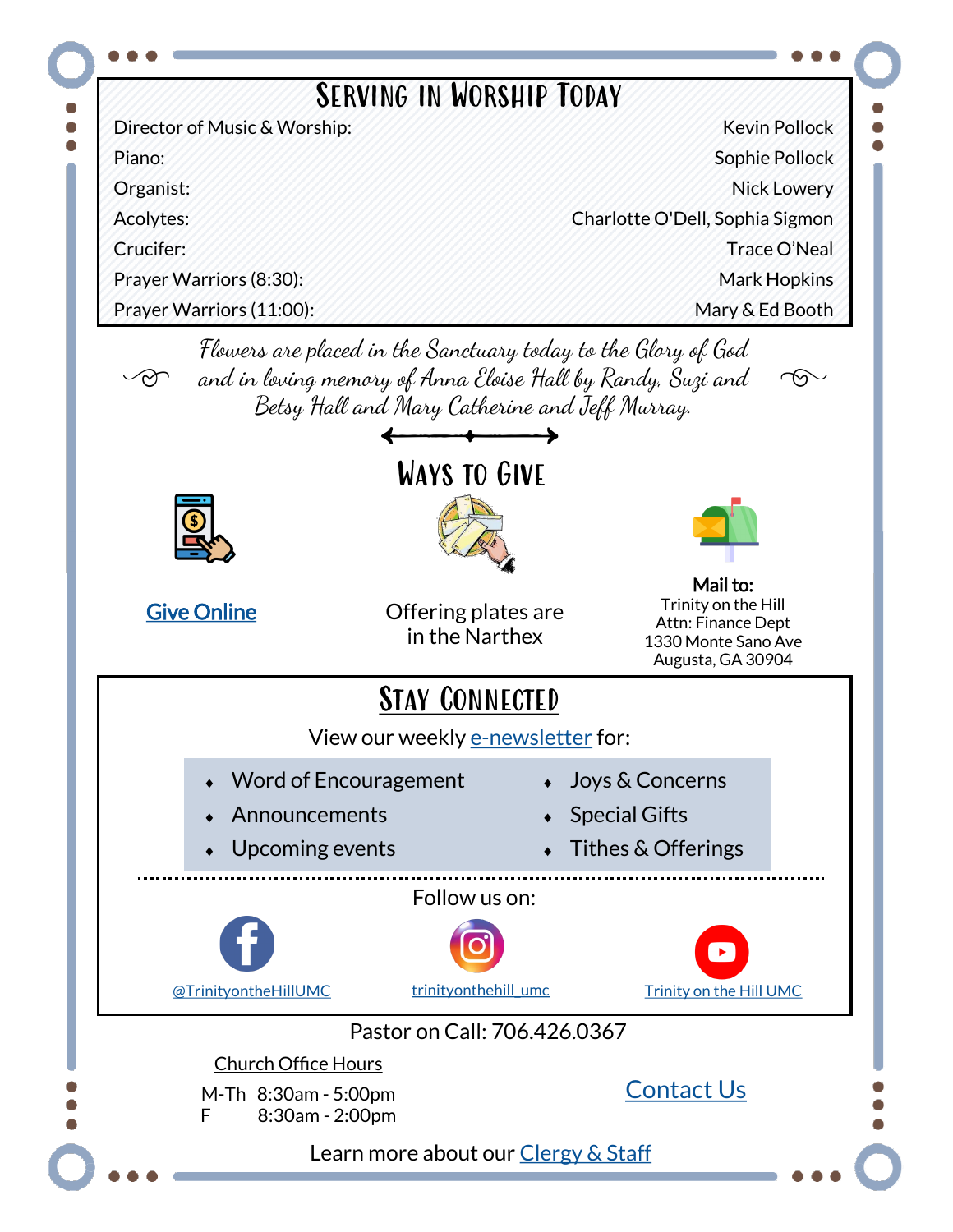## Serving in Worship Today

| | |
|---|---|
| Director of Music & Worship: | Kevin Pollock |
| Piano: | Sophie Pollock |
| Organist: | Nick Lowery |
| Acolytes: | Charlotte O'Dell, Sophia Sigmon |
| Crucifer: | Trace O'Neal |
| Prayer Warriors (8:30): | Mark Hopkins |
| Prayer Warriors (11:00): | Mary & Ed Booth |

*Flowers are placed in the Sanctuary today to the Glory of God and in loving memory of Anna Eloise Hall by Randy, Suzi and Betsy Hall and Mary Catherine and Jeff Murray.*

## Ways to Give

Give Online

Offering plates are in the Narthex

**Mail to:**
Trinity on the Hill
Attn: Finance Dept
1330 Monte Sano Ave
Augusta, GA 30904

## Stay Connected

View our weekly e-newsletter for:

- Word of Encouragement
- Announcements
- Upcoming events
- Joys & Concerns
- Special Gifts
- Tithes & Offerings

Follow us on:

@TrinityontheHillUMC

trinityonthehill_umc

Trinity on the Hill UMC

Pastor on Call: 706.426.0367

Church Office Hours

M-Th 8:30am - 5:00pm
F 8:30am - 2:00pm

Contact Us

Learn more about our Clergy & Staff